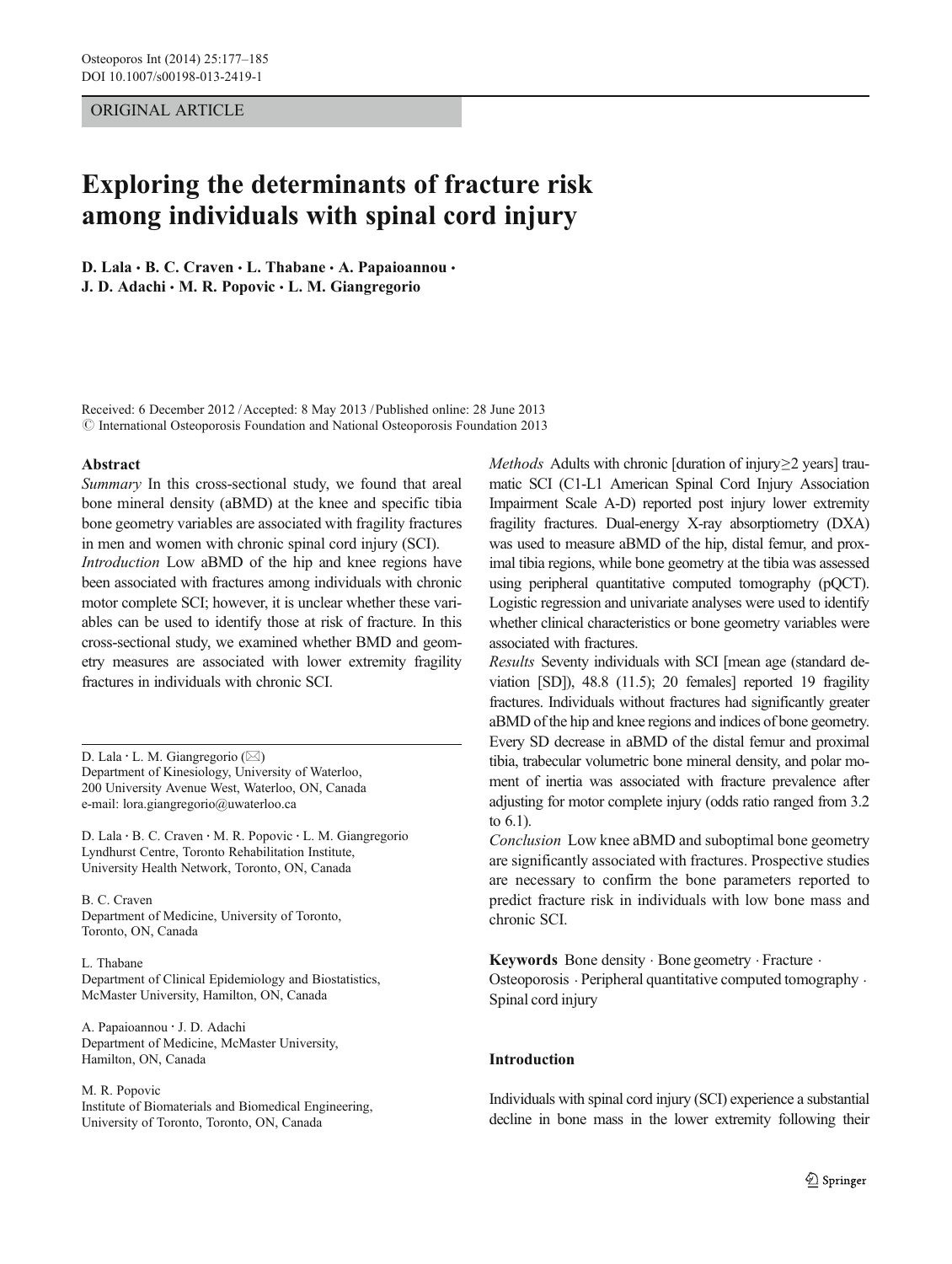ORIGINAL ARTICLE

# Exploring the determinants of fracture risk among individuals with spinal cord injury

**D. Lala · B. C. Craven · L. Thabane · A. Papaioannou · J. D. Adachi · M. R. Popovic · L. M. Giangregorio**

Received: 6 December 2012 / Accepted: 8 May 2013 / Published online: 28 June 2013
© International Osteoporosis Foundation and National Osteoporosis Foundation 2013

## Abstract

*Summary* In this cross-sectional study, we found that areal bone mineral density (aBMD) at the knee and specific tibia bone geometry variables are associated with fragility fractures in men and women with chronic spinal cord injury (SCI).

*Introduction* Low aBMD of the hip and knee regions have been associated with fractures among individuals with chronic motor complete SCI; however, it is unclear whether these variables can be used to identify those at risk of fracture. In this cross-sectional study, we examined whether BMD and geometry measures are associated with lower extremity fragility fractures in individuals with chronic SCI.

*Methods* Adults with chronic [duration of injury≥2 years] traumatic SCI (C1-L1 American Spinal Cord Injury Association Impairment Scale A-D) reported post injury lower extremity fragility fractures. Dual-energy X-ray absorptiometry (DXA) was used to measure aBMD of the hip, distal femur, and proximal tibia regions, while bone geometry at the tibia was assessed using peripheral quantitative computed tomography (pQCT). Logistic regression and univariate analyses were used to identify whether clinical characteristics or bone geometry variables were associated with fractures.

*Results* Seventy individuals with SCI [mean age (standard deviation [SD]), 48.8 (11.5); 20 females] reported 19 fragility fractures. Individuals without fractures had significantly greater aBMD of the hip and knee regions and indices of bone geometry. Every SD decrease in aBMD of the distal femur and proximal tibia, trabecular volumetric bone mineral density, and polar moment of inertia was associated with fracture prevalence after adjusting for motor complete injury (odds ratio ranged from 3.2 to 6.1).

*Conclusion* Low knee aBMD and suboptimal bone geometry are significantly associated with fractures. Prospective studies are necessary to confirm the bone parameters reported to predict fracture risk in individuals with low bone mass and chronic SCI.

**Keywords** Bone density · Bone geometry · Fracture · Osteoporosis · Peripheral quantitative computed tomography · Spinal cord injury

D. Lala · L. M. Giangregorio (✉)
Department of Kinesiology, University of Waterloo, 200 University Avenue West, Waterloo, ON, Canada
e-mail: lora.giangregorio@uwaterloo.ca

D. Lala · B. C. Craven · M. R. Popovic · L. M. Giangregorio
Lyndhurst Centre, Toronto Rehabilitation Institute, University Health Network, Toronto, ON, Canada

B. C. Craven
Department of Medicine, University of Toronto, Toronto, ON, Canada

L. Thabane
Department of Clinical Epidemiology and Biostatistics, McMaster University, Hamilton, ON, Canada

A. Papaioannou · J. D. Adachi
Department of Medicine, McMaster University, Hamilton, ON, Canada

M. R. Popovic
Institute of Biomaterials and Biomedical Engineering, University of Toronto, Toronto, ON, Canada

## Introduction

Individuals with spinal cord injury (SCI) experience a substantial decline in bone mass in the lower extremity following their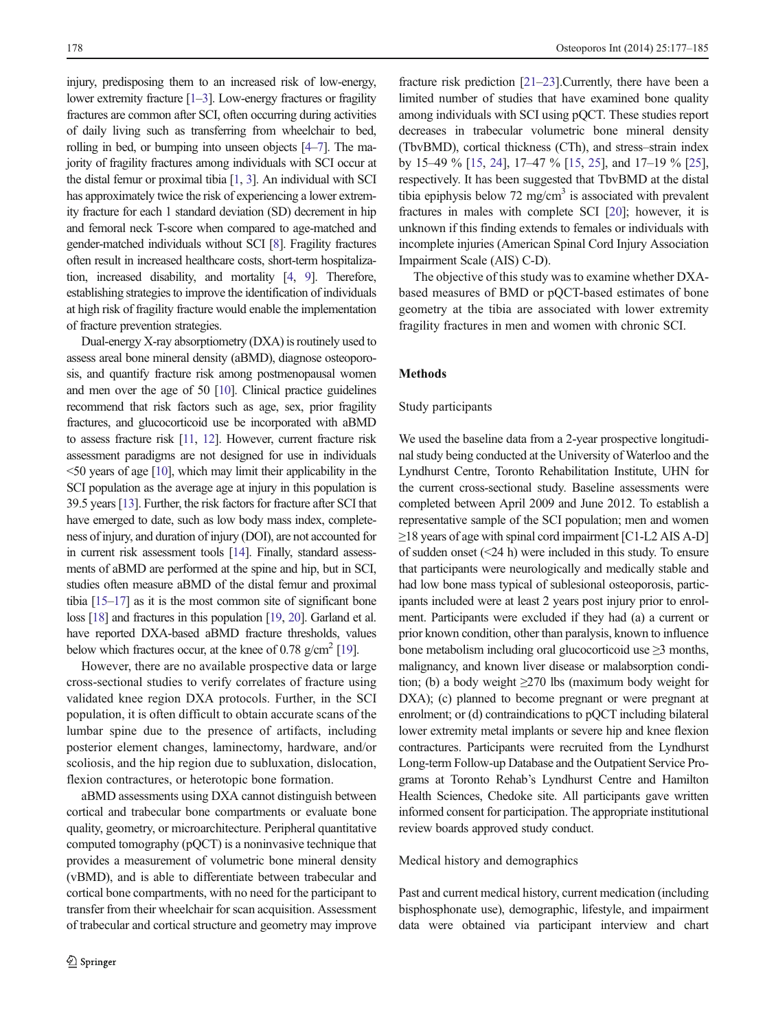injury, predisposing them to an increased risk of low-energy, lower extremity fracture [1–3]. Low-energy fractures or fragility fractures are common after SCI, often occurring during activities of daily living such as transferring from wheelchair to bed, rolling in bed, or bumping into unseen objects [4–7]. The majority of fragility fractures among individuals with SCI occur at the distal femur or proximal tibia [1, 3]. An individual with SCI has approximately twice the risk of experiencing a lower extremity fracture for each 1 standard deviation (SD) decrement in hip and femoral neck T-score when compared to age-matched and gender-matched individuals without SCI [8]. Fragility fractures often result in increased healthcare costs, short-term hospitalization, increased disability, and mortality [4, 9]. Therefore, establishing strategies to improve the identification of individuals at high risk of fragility fracture would enable the implementation of fracture prevention strategies.

Dual-energy X-ray absorptiometry (DXA) is routinely used to assess areal bone mineral density (aBMD), diagnose osteoporosis, and quantify fracture risk among postmenopausal women and men over the age of 50 [10]. Clinical practice guidelines recommend that risk factors such as age, sex, prior fragility fractures, and glucocorticoid use be incorporated with aBMD to assess fracture risk [11, 12]. However, current fracture risk assessment paradigms are not designed for use in individuals <50 years of age [10], which may limit their applicability in the SCI population as the average age at injury in this population is 39.5 years [13]. Further, the risk factors for fracture after SCI that have emerged to date, such as low body mass index, completeness of injury, and duration of injury (DOI), are not accounted for in current risk assessment tools [14]. Finally, standard assessments of aBMD are performed at the spine and hip, but in SCI, studies often measure aBMD of the distal femur and proximal tibia [15–17] as it is the most common site of significant bone loss [18] and fractures in this population [19, 20]. Garland et al. have reported DXA-based aBMD fracture thresholds, values below which fractures occur, at the knee of 0.78 g/cm$^2$ [19].

However, there are no available prospective data or large cross-sectional studies to verify correlates of fracture using validated knee region DXA protocols. Further, in the SCI population, it is often difficult to obtain accurate scans of the lumbar spine due to the presence of artifacts, including posterior element changes, laminectomy, hardware, and/or scoliosis, and the hip region due to subluxation, dislocation, flexion contractures, or heterotopic bone formation.

aBMD assessments using DXA cannot distinguish between cortical and trabecular bone compartments or evaluate bone quality, geometry, or microarchitecture. Peripheral quantitative computed tomography (pQCT) is a noninvasive technique that provides a measurement of volumetric bone mineral density (vBMD), and is able to differentiate between trabecular and cortical bone compartments, with no need for the participant to transfer from their wheelchair for scan acquisition. Assessment of trabecular and cortical structure and geometry may improve fracture risk prediction [21–23].Currently, there have been a limited number of studies that have examined bone quality among individuals with SCI using pQCT. These studies report decreases in trabecular volumetric bone mineral density (TbvBMD), cortical thickness (CTh), and stress–strain index by 15–49 % [15, 24], 17–47 % [15, 25], and 17–19 % [25], respectively. It has been suggested that TbvBMD at the distal tibia epiphysis below 72 mg/cm$^3$ is associated with prevalent fractures in males with complete SCI [20]; however, it is unknown if this finding extends to females or individuals with incomplete injuries (American Spinal Cord Injury Association Impairment Scale (AIS) C-D).

The objective of this study was to examine whether DXA-based measures of BMD or pQCT-based estimates of bone geometry at the tibia are associated with lower extremity fragility fractures in men and women with chronic SCI.

## Methods

### Study participants

We used the baseline data from a 2-year prospective longitudinal study being conducted at the University of Waterloo and the Lyndhurst Centre, Toronto Rehabilitation Institute, UHN for the current cross-sectional study. Baseline assessments were completed between April 2009 and June 2012. To establish a representative sample of the SCI population; men and women ≥18 years of age with spinal cord impairment [C1-L2 AIS A-D] of sudden onset (<24 h) were included in this study. To ensure that participants were neurologically and medically stable and had low bone mass typical of sublesional osteoporosis, participants included were at least 2 years post injury prior to enrolment. Participants were excluded if they had (a) a current or prior known condition, other than paralysis, known to influence bone metabolism including oral glucocorticoid use ≥3 months, malignancy, and known liver disease or malabsorption condition; (b) a body weight ≥270 lbs (maximum body weight for DXA); (c) planned to become pregnant or were pregnant at enrolment; or (d) contraindications to pQCT including bilateral lower extremity metal implants or severe hip and knee flexion contractures. Participants were recruited from the Lyndhurst Long-term Follow-up Database and the Outpatient Service Programs at Toronto Rehab's Lyndhurst Centre and Hamilton Health Sciences, Chedoke site. All participants gave written informed consent for participation. The appropriate institutional review boards approved study conduct.

### Medical history and demographics

Past and current medical history, current medication (including bisphosphonate use), demographic, lifestyle, and impairment data were obtained via participant interview and chart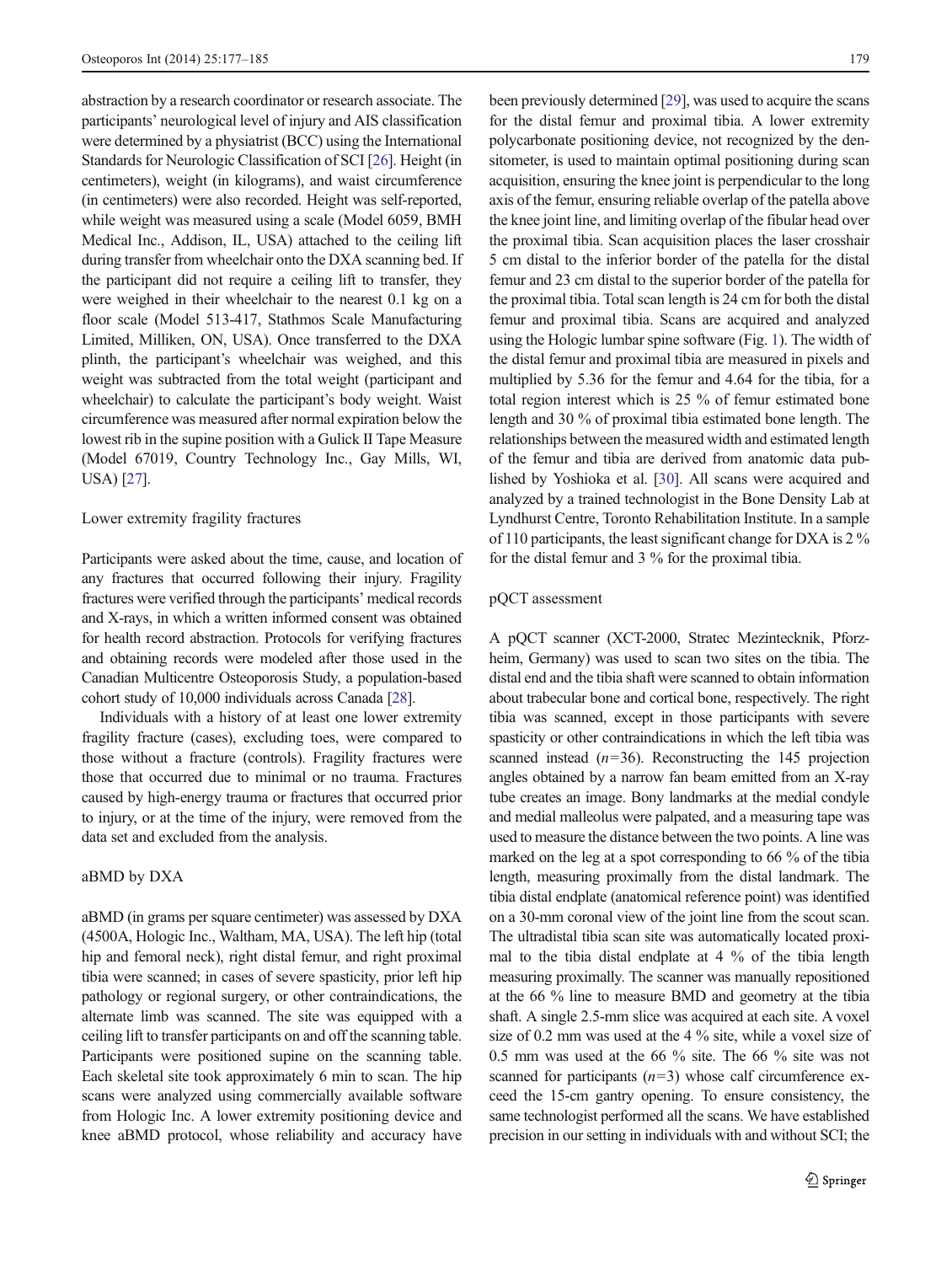abstraction by a research coordinator or research associate. The participants' neurological level of injury and AIS classification were determined by a physiatrist (BCC) using the International Standards for Neurologic Classification of SCI [26]. Height (in centimeters), weight (in kilograms), and waist circumference (in centimeters) were also recorded. Height was self-reported, while weight was measured using a scale (Model 6059, BMH Medical Inc., Addison, IL, USA) attached to the ceiling lift during transfer from wheelchair onto the DXA scanning bed. If the participant did not require a ceiling lift to transfer, they were weighed in their wheelchair to the nearest 0.1 kg on a floor scale (Model 513-417, Stathmos Scale Manufacturing Limited, Milliken, ON, USA). Once transferred to the DXA plinth, the participant's wheelchair was weighed, and this weight was subtracted from the total weight (participant and wheelchair) to calculate the participant's body weight. Waist circumference was measured after normal expiration below the lowest rib in the supine position with a Gulick II Tape Measure (Model 67019, Country Technology Inc., Gay Mills, WI, USA) [27].

## Lower extremity fragility fractures

Participants were asked about the time, cause, and location of any fractures that occurred following their injury. Fragility fractures were verified through the participants' medical records and X-rays, in which a written informed consent was obtained for health record abstraction. Protocols for verifying fractures and obtaining records were modeled after those used in the Canadian Multicentre Osteoporosis Study, a population-based cohort study of 10,000 individuals across Canada [28].

Individuals with a history of at least one lower extremity fragility fracture (cases), excluding toes, were compared to those without a fracture (controls). Fragility fractures were those that occurred due to minimal or no trauma. Fractures caused by high-energy trauma or fractures that occurred prior to injury, or at the time of the injury, were removed from the data set and excluded from the analysis.

## aBMD by DXA

aBMD (in grams per square centimeter) was assessed by DXA (4500A, Hologic Inc., Waltham, MA, USA). The left hip (total hip and femoral neck), right distal femur, and right proximal tibia were scanned; in cases of severe spasticity, prior left hip pathology or regional surgery, or other contraindications, the alternate limb was scanned. The site was equipped with a ceiling lift to transfer participants on and off the scanning table. Participants were positioned supine on the scanning table. Each skeletal site took approximately 6 min to scan. The hip scans were analyzed using commercially available software from Hologic Inc. A lower extremity positioning device and knee aBMD protocol, whose reliability and accuracy have been previously determined [29], was used to acquire the scans for the distal femur and proximal tibia. A lower extremity polycarbonate positioning device, not recognized by the densitometer, is used to maintain optimal positioning during scan acquisition, ensuring the knee joint is perpendicular to the long axis of the femur, ensuring reliable overlap of the patella above the knee joint line, and limiting overlap of the fibular head over the proximal tibia. Scan acquisition places the laser crosshair 5 cm distal to the inferior border of the patella for the distal femur and 23 cm distal to the superior border of the patella for the proximal tibia. Total scan length is 24 cm for both the distal femur and proximal tibia. Scans are acquired and analyzed using the Hologic lumbar spine software (Fig. 1). The width of the distal femur and proximal tibia are measured in pixels and multiplied by 5.36 for the femur and 4.64 for the tibia, for a total region interest which is 25 % of femur estimated bone length and 30 % of proximal tibia estimated bone length. The relationships between the measured width and estimated length of the femur and tibia are derived from anatomic data published by Yoshioka et al. [30]. All scans were acquired and analyzed by a trained technologist in the Bone Density Lab at Lyndhurst Centre, Toronto Rehabilitation Institute. In a sample of 110 participants, the least significant change for DXA is 2 % for the distal femur and 3 % for the proximal tibia.

## pQCT assessment

A pQCT scanner (XCT-2000, Stratec Mezintecknik, Pforzheim, Germany) was used to scan two sites on the tibia. The distal end and the tibia shaft were scanned to obtain information about trabecular bone and cortical bone, respectively. The right tibia was scanned, except in those participants with severe spasticity or other contraindications in which the left tibia was scanned instead ($n=36$). Reconstructing the 145 projection angles obtained by a narrow fan beam emitted from an X-ray tube creates an image. Bony landmarks at the medial condyle and medial malleolus were palpated, and a measuring tape was used to measure the distance between the two points. A line was marked on the leg at a spot corresponding to 66 % of the tibia length, measuring proximally from the distal landmark. The tibia distal endplate (anatomical reference point) was identified on a 30-mm coronal view of the joint line from the scout scan. The ultradistal tibia scan site was automatically located proximal to the tibia distal endplate at 4 % of the tibia length measuring proximally. The scanner was manually repositioned at the 66 % line to measure BMD and geometry at the tibia shaft. A single 2.5-mm slice was acquired at each site. A voxel size of 0.2 mm was used at the 4 % site, while a voxel size of 0.5 mm was used at the 66 % site. The 66 % site was not scanned for participants ($n=3$) whose calf circumference exceed the 15-cm gantry opening. To ensure consistency, the same technologist performed all the scans. We have established precision in our setting in individuals with and without SCI; the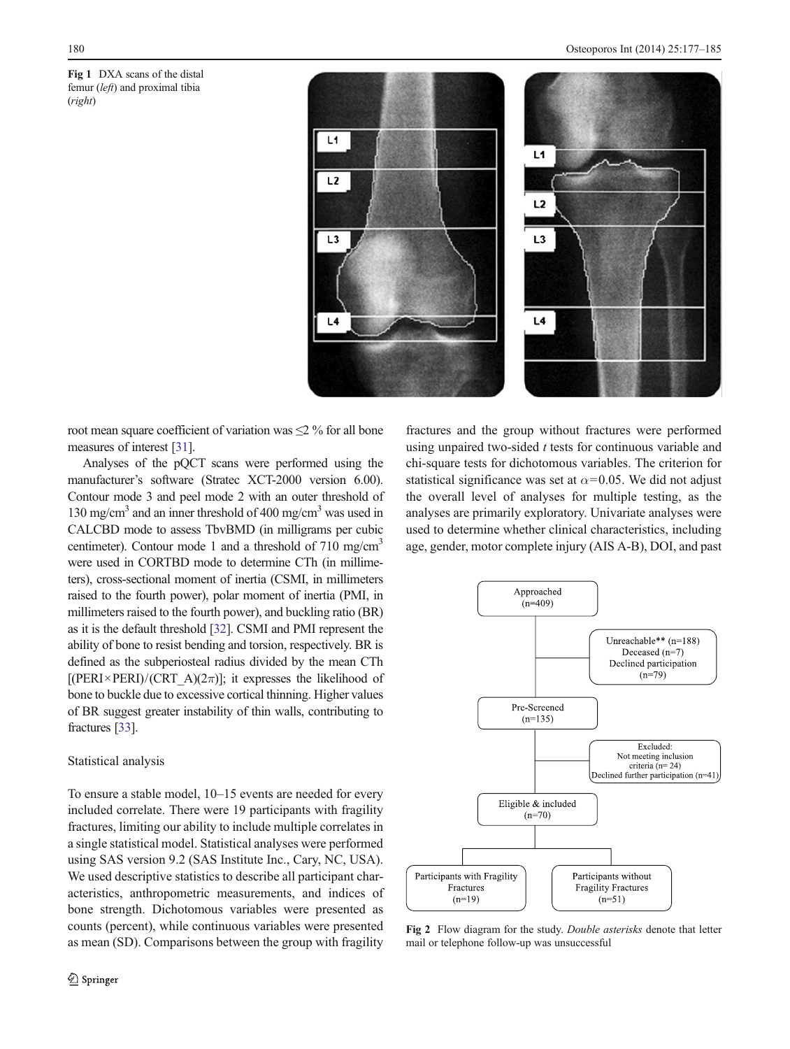Fig 1 DXA scans of the distal femur (*left*) and proximal tibia (*right*)

root mean square coefficient of variation was ≤2 % for all bone measures of interest [31].

Analyses of the pQCT scans were performed using the manufacturer's software (Stratec XCT-2000 version 6.00). Contour mode 3 and peel mode 2 with an outer threshold of 130 mg/cm$^3$ and an inner threshold of 400 mg/cm$^3$ was used in CALCBD mode to assess TbvBMD (in milligrams per cubic centimeter). Contour mode 1 and a threshold of 710 mg/cm$^3$ were used in CORTBD mode to determine CTh (in millimeters), cross-sectional moment of inertia (CSMI, in millimeters raised to the fourth power), polar moment of inertia (PMI, in millimeters raised to the fourth power), and buckling ratio (BR) as it is the default threshold [32]. CSMI and PMI represent the ability of bone to resist bending and torsion, respectively. BR is defined as the subperiosteal radius divided by the mean CTh [(PERI×PERI)/(CRT_A)(2$\pi$)]; it expresses the likelihood of bone to buckle due to excessive cortical thinning. Higher values of BR suggest greater instability of thin walls, contributing to fractures [33].

## Statistical analysis

To ensure a stable model, 10–15 events are needed for every included correlate. There were 19 participants with fragility fractures, limiting our ability to include multiple correlates in a single statistical model. Statistical analyses were performed using SAS version 9.2 (SAS Institute Inc., Cary, NC, USA). We used descriptive statistics to describe all participant characteristics, anthropometric measurements, and indices of bone strength. Dichotomous variables were presented as counts (percent), while continuous variables were presented as mean (SD). Comparisons between the group with fragility fractures and the group without fractures were performed using unpaired two-sided *t* tests for continuous variable and chi-square tests for dichotomous variables. The criterion for statistical significance was set at $\alpha$=0.05. We did not adjust the overall level of analyses for multiple testing, as the analyses are primarily exploratory. Univariate analyses were used to determine whether clinical characteristics, including age, gender, motor complete injury (AIS A-B), DOI, and past

Approached (n=409)

Unreachable** (n=188)
Deceased (n=7)
Declined participation (n=79)

Pre-Screened (n=135)

Excluded:
Not meeting inclusion criteria (n= 24)
Declined further participation (n=41)

Eligible & included (n=70)

Participants with Fragility Fractures (n=19)

Participants without Fragility Fractures (n=51)

Fig 2 Flow diagram for the study. *Double asterisks* denote that letter mail or telephone follow-up was unsuccessful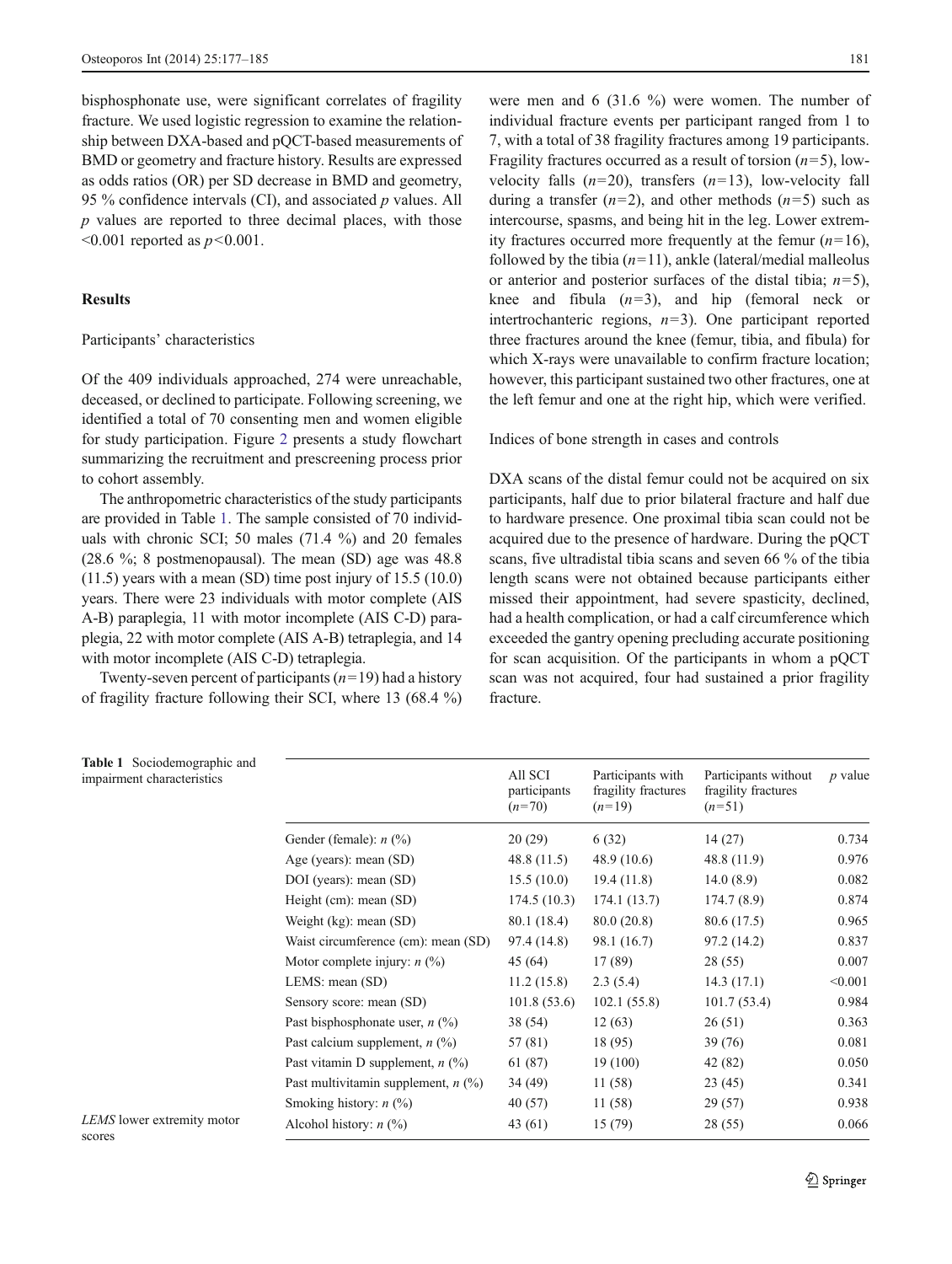bisphosphonate use, were significant correlates of fragility fracture. We used logistic regression to examine the relationship between DXA-based and pQCT-based measurements of BMD or geometry and fracture history. Results are expressed as odds ratios (OR) per SD decrease in BMD and geometry, 95 % confidence intervals (CI), and associated *p* values. All *p* values are reported to three decimal places, with those <0.001 reported as $p<0.001$.

## Results

### Participants' characteristics

Of the 409 individuals approached, 274 were unreachable, deceased, or declined to participate. Following screening, we identified a total of 70 consenting men and women eligible for study participation. Figure 2 presents a study flowchart summarizing the recruitment and prescreening process prior to cohort assembly.

The anthropometric characteristics of the study participants are provided in Table 1. The sample consisted of 70 individuals with chronic SCI; 50 males (71.4 %) and 20 females (28.6 %; 8 postmenopausal). The mean (SD) age was 48.8 (11.5) years with a mean (SD) time post injury of 15.5 (10.0) years. There were 23 individuals with motor complete (AIS A-B) paraplegia, 11 with motor incomplete (AIS C-D) paraplegia, 22 with motor complete (AIS A-B) tetraplegia, and 14 with motor incomplete (AIS C-D) tetraplegia.

Twenty-seven percent of participants ($n=19$) had a history of fragility fracture following their SCI, where 13 (68.4 %) were men and 6 (31.6 %) were women. The number of individual fracture events per participant ranged from 1 to 7, with a total of 38 fragility fractures among 19 participants. Fragility fractures occurred as a result of torsion ($n=5$), low-velocity falls ($n=20$), transfers ($n=13$), low-velocity fall during a transfer ($n=2$), and other methods ($n=5$) such as intercourse, spasms, and being hit in the leg. Lower extremity fractures occurred more frequently at the femur ($n=16$), followed by the tibia ($n=11$), ankle (lateral/medial malleolus or anterior and posterior surfaces of the distal tibia; $n=5$), knee and fibula ($n=3$), and hip (femoral neck or intertrochanteric regions, $n=3$). One participant reported three fractures around the knee (femur, tibia, and fibula) for which X-rays were unavailable to confirm fracture location; however, this participant sustained two other fractures, one at the left femur and one at the right hip, which were verified.

### Indices of bone strength in cases and controls

DXA scans of the distal femur could not be acquired on six participants, half due to prior bilateral fracture and half due to hardware presence. One proximal tibia scan could not be acquired due to the presence of hardware. During the pQCT scans, five ultradistal tibia scans and seven 66 % of the tibia length scans were not obtained because participants either missed their appointment, had severe spasticity, declined, had a health complication, or had a calf circumference which exceeded the gantry opening precluding accurate positioning for scan acquisition. Of the participants in whom a pQCT scan was not acquired, four had sustained a prior fragility fracture.

**Table 1** Sociodemographic and impairment characteristics

| | All SCI participants ($n=70$) | Participants with fragility fractures ($n=19$) | Participants without fragility fractures ($n=51$) | *p* value |
|---|---|---|---|---|
| Gender (female): *n* (%) | 20 (29) | 6 (32) | 14 (27) | 0.734 |
| Age (years): mean (SD) | 48.8 (11.5) | 48.9 (10.6) | 48.8 (11.9) | 0.976 |
| DOI (years): mean (SD) | 15.5 (10.0) | 19.4 (11.8) | 14.0 (8.9) | 0.082 |
| Height (cm): mean (SD) | 174.5 (10.3) | 174.1 (13.7) | 174.7 (8.9) | 0.874 |
| Weight (kg): mean (SD) | 80.1 (18.4) | 80.0 (20.8) | 80.6 (17.5) | 0.965 |
| Waist circumference (cm): mean (SD) | 97.4 (14.8) | 98.1 (16.7) | 97.2 (14.2) | 0.837 |
| Motor complete injury: *n* (%) | 45 (64) | 17 (89) | 28 (55) | 0.007 |
| LEMS: mean (SD) | 11.2 (15.8) | 2.3 (5.4) | 14.3 (17.1) | <0.001 |
| Sensory score: mean (SD) | 101.8 (53.6) | 102.1 (55.8) | 101.7 (53.4) | 0.984 |
| Past bisphosphonate user, *n* (%) | 38 (54) | 12 (63) | 26 (51) | 0.363 |
| Past calcium supplement, *n* (%) | 57 (81) | 18 (95) | 39 (76) | 0.081 |
| Past vitamin D supplement, *n* (%) | 61 (87) | 19 (100) | 42 (82) | 0.050 |
| Past multivitamin supplement, *n* (%) | 34 (49) | 11 (58) | 23 (45) | 0.341 |
| Smoking history: *n* (%) | 40 (57) | 11 (58) | 29 (57) | 0.938 |
| Alcohol history: *n* (%) | 43 (61) | 15 (79) | 28 (55) | 0.066 |

*LEMS* lower extremity motor scores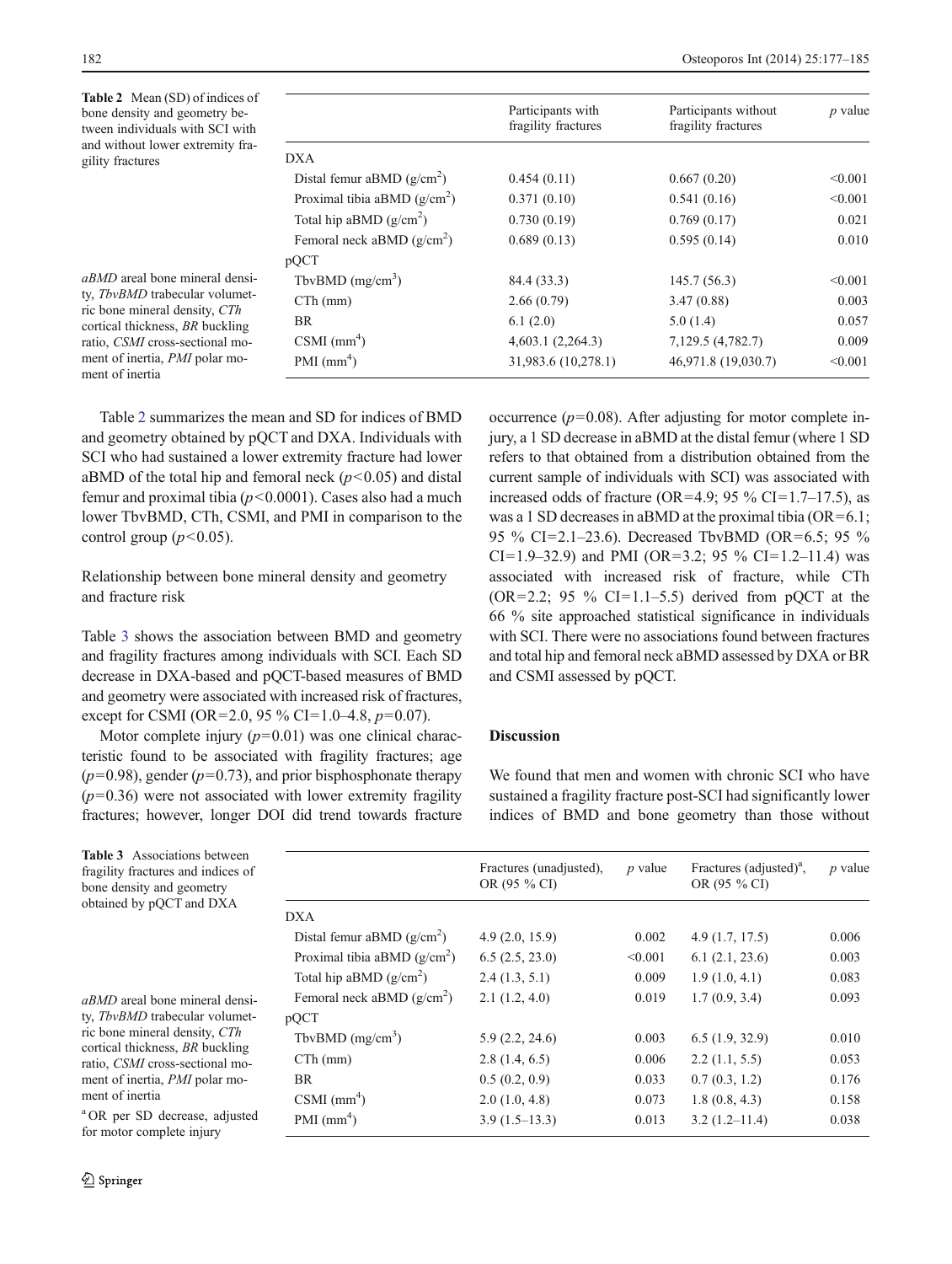**Table 2** Mean (SD) of indices of bone density and geometry between individuals with SCI with and without lower extremity fragility fractures

| | Participants with fragility fractures | Participants without fragility fractures | *p* value |
|---|---|---|---|
| DXA | | | |
| Distal femur aBMD (g/cm$^2$) | 0.454 (0.11) | 0.667 (0.20) | <0.001 |
| Proximal tibia aBMD (g/cm$^2$) | 0.371 (0.10) | 0.541 (0.16) | <0.001 |
| Total hip aBMD (g/cm$^2$) | 0.730 (0.19) | 0.769 (0.17) | 0.021 |
| Femoral neck aBMD (g/cm$^2$) | 0.689 (0.13) | 0.595 (0.14) | 0.010 |
| pQCT | | | |
| TbvBMD (mg/cm$^3$) | 84.4 (33.3) | 145.7 (56.3) | <0.001 |
| CTh (mm) | 2.66 (0.79) | 3.47 (0.88) | 0.003 |
| BR | 6.1 (2.0) | 5.0 (1.4) | 0.057 |
| CSMI (mm$^4$) | 4,603.1 (2,264.3) | 7,129.5 (4,782.7) | 0.009 |
| PMI (mm$^4$) | 31,983.6 (10,278.1) | 46,971.8 (19,030.7) | <0.001 |

*aBMD* areal bone mineral density, *TbvBMD* trabecular volumetric bone mineral density, *CTh* cortical thickness, *BR* buckling ratio, *CSMI* cross-sectional moment of inertia, *PMI* polar moment of inertia

Table 2 summarizes the mean and SD for indices of BMD and geometry obtained by pQCT and DXA. Individuals with SCI who had sustained a lower extremity fracture had lower aBMD of the total hip and femoral neck ($p<0.05$) and distal femur and proximal tibia ($p<0.0001$). Cases also had a much lower TbvBMD, CTh, CSMI, and PMI in comparison to the control group ($p<0.05$).

Relationship between bone mineral density and geometry and fracture risk

Table 3 shows the association between BMD and geometry and fragility fractures among individuals with SCI. Each SD decrease in DXA-based and pQCT-based measures of BMD and geometry were associated with increased risk of fractures, except for CSMI (OR=2.0, 95 % CI=1.0–4.8, $p=0.07$).

Motor complete injury ($p=0.01$) was one clinical characteristic found to be associated with fragility fractures; age ($p=0.98$), gender ($p=0.73$), and prior bisphosphonate therapy ($p=0.36$) were not associated with lower extremity fragility fractures; however, longer DOI did trend towards fracture occurrence ($p=0.08$). After adjusting for motor complete injury, a 1 SD decrease in aBMD at the distal femur (where 1 SD refers to that obtained from a distribution obtained from the current sample of individuals with SCI) was associated with increased odds of fracture (OR=4.9; 95 % CI=1.7–17.5), as was a 1 SD decreases in aBMD at the proximal tibia (OR=6.1; 95 % CI=2.1–23.6). Decreased TbvBMD (OR=6.5; 95 % CI=1.9–32.9) and PMI (OR=3.2; 95 % CI=1.2–11.4) was associated with increased risk of fracture, while CTh (OR=2.2; 95 % CI=1.1–5.5) derived from pQCT at the 66 % site approached statistical significance in individuals with SCI. There were no associations found between fractures and total hip and femoral neck aBMD assessed by DXA or BR and CSMI assessed by pQCT.

## Discussion

We found that men and women with chronic SCI who have sustained a fragility fracture post-SCI had significantly lower indices of BMD and bone geometry than those without

**Table 3** Associations between fragility fractures and indices of bone density and geometry obtained by pQCT and DXA

| | Fractures (unadjusted), OR (95 % CI) | *p* value | Fractures (adjusted)[a], OR (95 % CI) | *p* value |
|---|---|---|---|---|
| DXA | | | | |
| Distal femur aBMD (g/cm$^2$) | 4.9 (2.0, 15.9) | 0.002 | 4.9 (1.7, 17.5) | 0.006 |
| Proximal tibia aBMD (g/cm$^2$) | 6.5 (2.5, 23.0) | <0.001 | 6.1 (2.1, 23.6) | 0.003 |
| Total hip aBMD (g/cm$^2$) | 2.4 (1.3, 5.1) | 0.009 | 1.9 (1.0, 4.1) | 0.083 |
| Femoral neck aBMD (g/cm$^2$) | 2.1 (1.2, 4.0) | 0.019 | 1.7 (0.9, 3.4) | 0.093 |
| pQCT | | | | |
| TbvBMD (mg/cm$^3$) | 5.9 (2.2, 24.6) | 0.003 | 6.5 (1.9, 32.9) | 0.010 |
| CTh (mm) | 2.8 (1.4, 6.5) | 0.006 | 2.2 (1.1, 5.5) | 0.053 |
| BR | 0.5 (0.2, 0.9) | 0.033 | 0.7 (0.3, 1.2) | 0.176 |
| CSMI (mm$^4$) | 2.0 (1.0, 4.8) | 0.073 | 1.8 (0.8, 4.3) | 0.158 |
| PMI (mm$^4$) | 3.9 (1.5–13.3) | 0.013 | 3.2 (1.2–11.4) | 0.038 |

*aBMD* areal bone mineral density, *TbvBMD* trabecular volumetric bone mineral density, *CTh* cortical thickness, *BR* buckling ratio, *CSMI* cross-sectional moment of inertia, *PMI* polar moment of inertia

[a] OR per SD decrease, adjusted for motor complete injury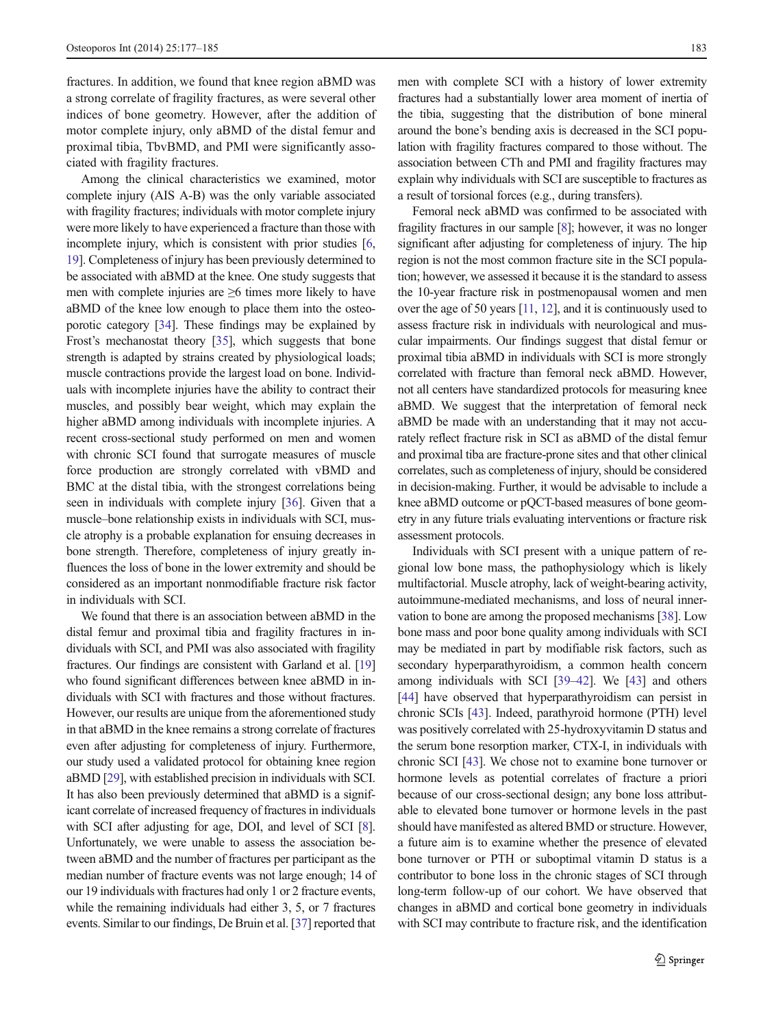fractures. In addition, we found that knee region aBMD was a strong correlate of fragility fractures, as were several other indices of bone geometry. However, after the addition of motor complete injury, only aBMD of the distal femur and proximal tibia, TbvBMD, and PMI were significantly associated with fragility fractures.

Among the clinical characteristics we examined, motor complete injury (AIS A-B) was the only variable associated with fragility fractures; individuals with motor complete injury were more likely to have experienced a fracture than those with incomplete injury, which is consistent with prior studies [6, 19]. Completeness of injury has been previously determined to be associated with aBMD at the knee. One study suggests that men with complete injuries are ≥6 times more likely to have aBMD of the knee low enough to place them into the osteoporotic category [34]. These findings may be explained by Frost's mechanostat theory [35], which suggests that bone strength is adapted by strains created by physiological loads; muscle contractions provide the largest load on bone. Individuals with incomplete injuries have the ability to contract their muscles, and possibly bear weight, which may explain the higher aBMD among individuals with incomplete injuries. A recent cross-sectional study performed on men and women with chronic SCI found that surrogate measures of muscle force production are strongly correlated with vBMD and BMC at the distal tibia, with the strongest correlations being seen in individuals with complete injury [36]. Given that a muscle–bone relationship exists in individuals with SCI, muscle atrophy is a probable explanation for ensuing decreases in bone strength. Therefore, completeness of injury greatly influences the loss of bone in the lower extremity and should be considered as an important nonmodifiable fracture risk factor in individuals with SCI.

We found that there is an association between aBMD in the distal femur and proximal tibia and fragility fractures in individuals with SCI, and PMI was also associated with fragility fractures. Our findings are consistent with Garland et al. [19] who found significant differences between knee aBMD in individuals with SCI with fractures and those without fractures. However, our results are unique from the aforementioned study in that aBMD in the knee remains a strong correlate of fractures even after adjusting for completeness of injury. Furthermore, our study used a validated protocol for obtaining knee region aBMD [29], with established precision in individuals with SCI. It has also been previously determined that aBMD is a significant correlate of increased frequency of fractures in individuals with SCI after adjusting for age, DOI, and level of SCI [8]. Unfortunately, we were unable to assess the association between aBMD and the number of fractures per participant as the median number of fracture events was not large enough; 14 of our 19 individuals with fractures had only 1 or 2 fracture events, while the remaining individuals had either 3, 5, or 7 fractures events. Similar to our findings, De Bruin et al. [37] reported that men with complete SCI with a history of lower extremity fractures had a substantially lower area moment of inertia of the tibia, suggesting that the distribution of bone mineral around the bone's bending axis is decreased in the SCI population with fragility fractures compared to those without. The association between CTh and PMI and fragility fractures may explain why individuals with SCI are susceptible to fractures as a result of torsional forces (e.g., during transfers).

Femoral neck aBMD was confirmed to be associated with fragility fractures in our sample [8]; however, it was no longer significant after adjusting for completeness of injury. The hip region is not the most common fracture site in the SCI population; however, we assessed it because it is the standard to assess the 10-year fracture risk in postmenopausal women and men over the age of 50 years [11, 12], and it is continuously used to assess fracture risk in individuals with neurological and muscular impairments. Our findings suggest that distal femur or proximal tibia aBMD in individuals with SCI is more strongly correlated with fracture than femoral neck aBMD. However, not all centers have standardized protocols for measuring knee aBMD. We suggest that the interpretation of femoral neck aBMD be made with an understanding that it may not accurately reflect fracture risk in SCI as aBMD of the distal femur and proximal tiba are fracture-prone sites and that other clinical correlates, such as completeness of injury, should be considered in decision-making. Further, it would be advisable to include a knee aBMD outcome or pQCT-based measures of bone geometry in any future trials evaluating interventions or fracture risk assessment protocols.

Individuals with SCI present with a unique pattern of regional low bone mass, the pathophysiology which is likely multifactorial. Muscle atrophy, lack of weight-bearing activity, autoimmune-mediated mechanisms, and loss of neural innervation to bone are among the proposed mechanisms [38]. Low bone mass and poor bone quality among individuals with SCI may be mediated in part by modifiable risk factors, such as secondary hyperparathyroidism, a common health concern among individuals with SCI [39–42]. We [43] and others [44] have observed that hyperparathyroidism can persist in chronic SCIs [43]. Indeed, parathyroid hormone (PTH) level was positively correlated with 25-hydroxyvitamin D status and the serum bone resorption marker, CTX-I, in individuals with chronic SCI [43]. We chose not to examine bone turnover or hormone levels as potential correlates of fracture a priori because of our cross-sectional design; any bone loss attributable to elevated bone turnover or hormone levels in the past should have manifested as altered BMD or structure. However, a future aim is to examine whether the presence of elevated bone turnover or PTH or suboptimal vitamin D status is a contributor to bone loss in the chronic stages of SCI through long-term follow-up of our cohort. We have observed that changes in aBMD and cortical bone geometry in individuals with SCI may contribute to fracture risk, and the identification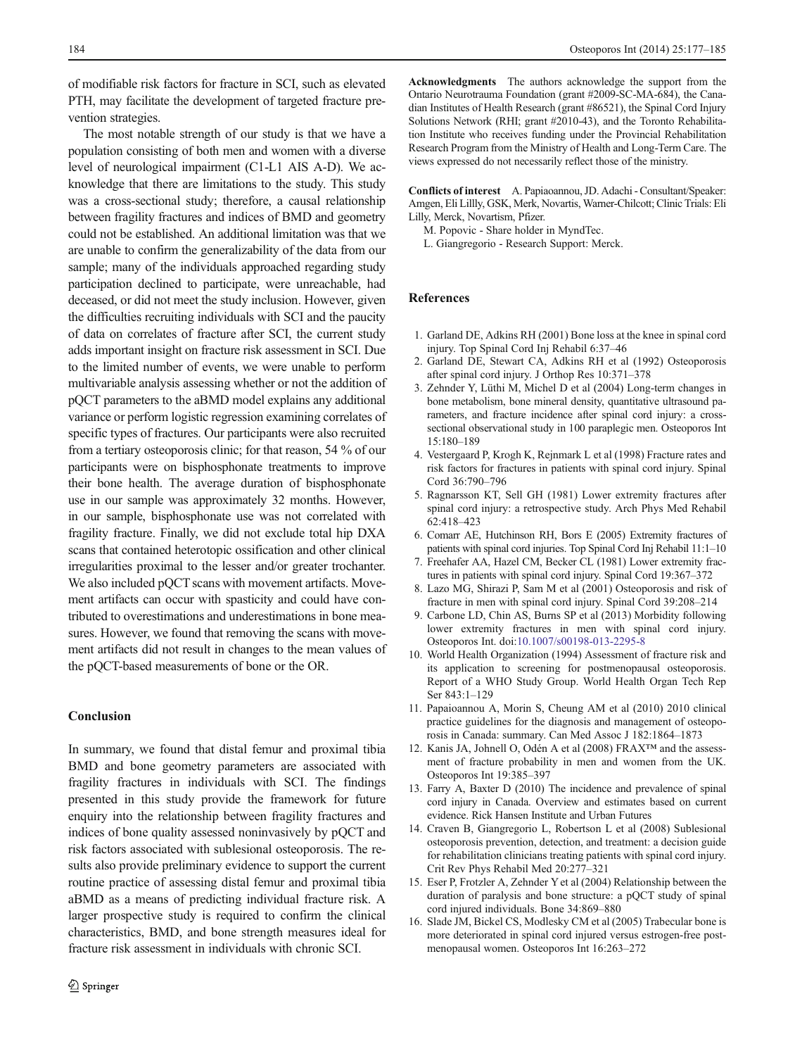of modifiable risk factors for fracture in SCI, such as elevated PTH, may facilitate the development of targeted fracture prevention strategies.

The most notable strength of our study is that we have a population consisting of both men and women with a diverse level of neurological impairment (C1-L1 AIS A-D). We acknowledge that there are limitations to the study. This study was a cross-sectional study; therefore, a causal relationship between fragility fractures and indices of BMD and geometry could not be established. An additional limitation was that we are unable to confirm the generalizability of the data from our sample; many of the individuals approached regarding study participation declined to participate, were unreachable, had deceased, or did not meet the study inclusion. However, given the difficulties recruiting individuals with SCI and the paucity of data on correlates of fracture after SCI, the current study adds important insight on fracture risk assessment in SCI. Due to the limited number of events, we were unable to perform multivariable analysis assessing whether or not the addition of pQCT parameters to the aBMD model explains any additional variance or perform logistic regression examining correlates of specific types of fractures. Our participants were also recruited from a tertiary osteoporosis clinic; for that reason, 54 % of our participants were on bisphosphonate treatments to improve their bone health. The average duration of bisphosphonate use in our sample was approximately 32 months. However, in our sample, bisphosphonate use was not correlated with fragility fracture. Finally, we did not exclude total hip DXA scans that contained heterotopic ossification and other clinical irregularities proximal to the lesser and/or greater trochanter. We also included pQCT scans with movement artifacts. Movement artifacts can occur with spasticity and could have contributed to overestimations and underestimations in bone measures. However, we found that removing the scans with movement artifacts did not result in changes to the mean values of the pQCT-based measurements of bone or the OR.

## Conclusion

In summary, we found that distal femur and proximal tibia BMD and bone geometry parameters are associated with fragility fractures in individuals with SCI. The findings presented in this study provide the framework for future enquiry into the relationship between fragility fractures and indices of bone quality assessed noninvasively by pQCT and risk factors associated with sublesional osteoporosis. The results also provide preliminary evidence to support the current routine practice of assessing distal femur and proximal tibia aBMD as a means of predicting individual fracture risk. A larger prospective study is required to confirm the clinical characteristics, BMD, and bone strength measures ideal for fracture risk assessment in individuals with chronic SCI.

**Acknowledgments** The authors acknowledge the support from the Ontario Neurotrauma Foundation (grant #2009-SC-MA-684), the Canadian Institutes of Health Research (grant #86521), the Spinal Cord Injury Solutions Network (RHI; grant #2010-43), and the Toronto Rehabilitation Institute who receives funding under the Provincial Rehabilitation Research Program from the Ministry of Health and Long-Term Care. The views expressed do not necessarily reflect those of the ministry.

**Conflicts of interest** A. Papiaoannou, JD. Adachi - Consultant/Speaker: Amgen, Eli Lillly, GSK, Merk, Novartis, Warner-Chilcott; Clinic Trials: Eli Lilly, Merck, Novartism, Pfizer.

M. Popovic - Share holder in MyndTec.

L. Giangregorio - Research Support: Merck.

## References

1. Garland DE, Adkins RH (2001) Bone loss at the knee in spinal cord injury. Top Spinal Cord Inj Rehabil 6:37–46
2. Garland DE, Stewart CA, Adkins RH et al (1992) Osteoporosis after spinal cord injury. J Orthop Res 10:371–378
3. Zehnder Y, Lüthi M, Michel D et al (2004) Long-term changes in bone metabolism, bone mineral density, quantitative ultrasound parameters, and fracture incidence after spinal cord injury: a cross-sectional observational study in 100 paraplegic men. Osteoporos Int 15:180–189
4. Vestergaard P, Krogh K, Rejnmark L et al (1998) Fracture rates and risk factors for fractures in patients with spinal cord injury. Spinal Cord 36:790–796
5. Ragnarsson KT, Sell GH (1981) Lower extremity fractures after spinal cord injury: a retrospective study. Arch Phys Med Rehabil 62:418–423
6. Comarr AE, Hutchinson RH, Bors E (2005) Extremity fractures of patients with spinal cord injuries. Top Spinal Cord Inj Rehabil 11:1–10
7. Freehafer AA, Hazel CM, Becker CL (1981) Lower extremity fractures in patients with spinal cord injury. Spinal Cord 19:367–372
8. Lazo MG, Shirazi P, Sam M et al (2001) Osteoporosis and risk of fracture in men with spinal cord injury. Spinal Cord 39:208–214
9. Carbone LD, Chin AS, Burns SP et al (2013) Morbidity following lower extremity fractures in men with spinal cord injury. Osteoporos Int. doi:10.1007/s00198-013-2295-8
10. World Health Organization (1994) Assessment of fracture risk and its application to screening for postmenopausal osteoporosis. Report of a WHO Study Group. World Health Organ Tech Rep Ser 843:1–129
11. Papaioannou A, Morin S, Cheung AM et al (2010) 2010 clinical practice guidelines for the diagnosis and management of osteoporosis in Canada: summary. Can Med Assoc J 182:1864–1873
12. Kanis JA, Johnell O, Odén A et al (2008) FRAX™ and the assessment of fracture probability in men and women from the UK. Osteoporos Int 19:385–397
13. Farry A, Baxter D (2010) The incidence and prevalence of spinal cord injury in Canada. Overview and estimates based on current evidence. Rick Hansen Institute and Urban Futures
14. Craven B, Giangregorio L, Robertson L et al (2008) Sublesional osteoporosis prevention, detection, and treatment: a decision guide for rehabilitation clinicians treating patients with spinal cord injury. Crit Rev Phys Rehabil Med 20:277–321
15. Eser P, Frotzler A, Zehnder Y et al (2004) Relationship between the duration of paralysis and bone structure: a pQCT study of spinal cord injured individuals. Bone 34:869–880
16. Slade JM, Bickel CS, Modlesky CM et al (2005) Trabecular bone is more deteriorated in spinal cord injured versus estrogen-free postmenopausal women. Osteoporos Int 16:263–272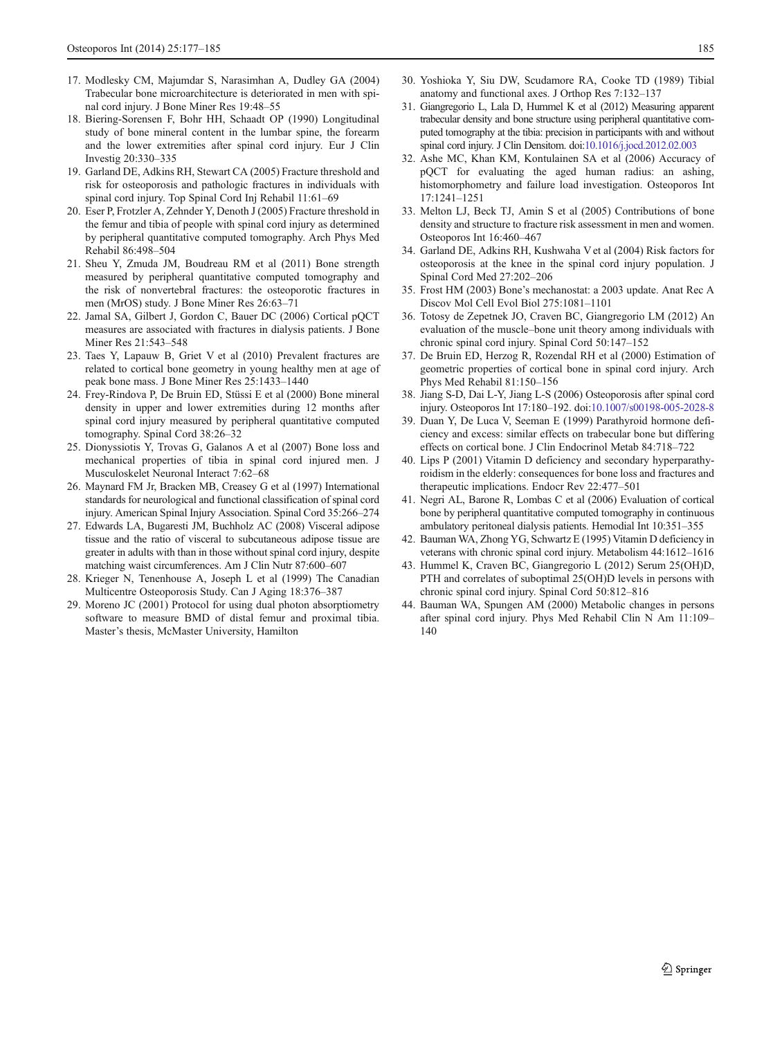17. Modlesky CM, Majumdar S, Narasimhan A, Dudley GA (2004) Trabecular bone microarchitecture is deteriorated in men with spinal cord injury. J Bone Miner Res 19:48–55
18. Biering-Sorensen F, Bohr HH, Schaadt OP (1990) Longitudinal study of bone mineral content in the lumbar spine, the forearm and the lower extremities after spinal cord injury. Eur J Clin Investig 20:330–335
19. Garland DE, Adkins RH, Stewart CA (2005) Fracture threshold and risk for osteoporosis and pathologic fractures in individuals with spinal cord injury. Top Spinal Cord Inj Rehabil 11:61–69
20. Eser P, Frotzler A, Zehnder Y, Denoth J (2005) Fracture threshold in the femur and tibia of people with spinal cord injury as determined by peripheral quantitative computed tomography. Arch Phys Med Rehabil 86:498–504
21. Sheu Y, Zmuda JM, Boudreau RM et al (2011) Bone strength measured by peripheral quantitative computed tomography and the risk of nonvertebral fractures: the osteoporotic fractures in men (MrOS) study. J Bone Miner Res 26:63–71
22. Jamal SA, Gilbert J, Gordon C, Bauer DC (2006) Cortical pQCT measures are associated with fractures in dialysis patients. J Bone Miner Res 21:543–548
23. Taes Y, Lapauw B, Griet V et al (2010) Prevalent fractures are related to cortical bone geometry in young healthy men at age of peak bone mass. J Bone Miner Res 25:1433–1440
24. Frey-Rindova P, De Bruin ED, Stüssi E et al (2000) Bone mineral density in upper and lower extremities during 12 months after spinal cord injury measured by peripheral quantitative computed tomography. Spinal Cord 38:26–32
25. Dionyssiotis Y, Trovas G, Galanos A et al (2007) Bone loss and mechanical properties of tibia in spinal cord injured men. J Musculoskelet Neuronal Interact 7:62–68
26. Maynard FM Jr, Bracken MB, Creasey G et al (1997) International standards for neurological and functional classification of spinal cord injury. American Spinal Injury Association. Spinal Cord 35:266–274
27. Edwards LA, Bugaresti JM, Buchholz AC (2008) Visceral adipose tissue and the ratio of visceral to subcutaneous adipose tissue are greater in adults with than in those without spinal cord injury, despite matching waist circumferences. Am J Clin Nutr 87:600–607
28. Krieger N, Tenenhouse A, Joseph L et al (1999) The Canadian Multicentre Osteoporosis Study. Can J Aging 18:376–387
29. Moreno JC (2001) Protocol for using dual photon absorptiometry software to measure BMD of distal femur and proximal tibia. Master's thesis, McMaster University, Hamilton
30. Yoshioka Y, Siu DW, Scudamore RA, Cooke TD (1989) Tibial anatomy and functional axes. J Orthop Res 7:132–137
31. Giangregorio L, Lala D, Hummel K et al (2012) Measuring apparent trabecular density and bone structure using peripheral quantitative computed tomography at the tibia: precision in participants with and without spinal cord injury. J Clin Densitom. doi:10.1016/j.jocd.2012.02.003
32. Ashe MC, Khan KM, Kontulainen SA et al (2006) Accuracy of pQCT for evaluating the aged human radius: an ashing, histomorphometry and failure load investigation. Osteoporos Int 17:1241–1251
33. Melton LJ, Beck TJ, Amin S et al (2005) Contributions of bone density and structure to fracture risk assessment in men and women. Osteoporos Int 16:460–467
34. Garland DE, Adkins RH, Kushwaha V et al (2004) Risk factors for osteoporosis at the knee in the spinal cord injury population. J Spinal Cord Med 27:202–206
35. Frost HM (2003) Bone's mechanostat: a 2003 update. Anat Rec A Discov Mol Cell Evol Biol 275:1081–1101
36. Totosy de Zepetnek JO, Craven BC, Giangregorio LM (2012) An evaluation of the muscle–bone unit theory among individuals with chronic spinal cord injury. Spinal Cord 50:147–152
37. De Bruin ED, Herzog R, Rozendal RH et al (2000) Estimation of geometric properties of cortical bone in spinal cord injury. Arch Phys Med Rehabil 81:150–156
38. Jiang S-D, Dai L-Y, Jiang L-S (2006) Osteoporosis after spinal cord injury. Osteoporos Int 17:180–192. doi:10.1007/s00198-005-2028-8
39. Duan Y, De Luca V, Seeman E (1999) Parathyroid hormone deficiency and excess: similar effects on trabecular bone but differing effects on cortical bone. J Clin Endocrinol Metab 84:718–722
40. Lips P (2001) Vitamin D deficiency and secondary hyperparathyroidism in the elderly: consequences for bone loss and fractures and therapeutic implications. Endocr Rev 22:477–501
41. Negri AL, Barone R, Lombas C et al (2006) Evaluation of cortical bone by peripheral quantitative computed tomography in continuous ambulatory peritoneal dialysis patients. Hemodial Int 10:351–355
42. Bauman WA, Zhong YG, Schwartz E (1995) Vitamin D deficiency in veterans with chronic spinal cord injury. Metabolism 44:1612–1616
43. Hummel K, Craven BC, Giangregorio L (2012) Serum 25(OH)D, PTH and correlates of suboptimal 25(OH)D levels in persons with chronic spinal cord injury. Spinal Cord 50:812–816
44. Bauman WA, Spungen AM (2000) Metabolic changes in persons after spinal cord injury. Phys Med Rehabil Clin N Am 11:109–140